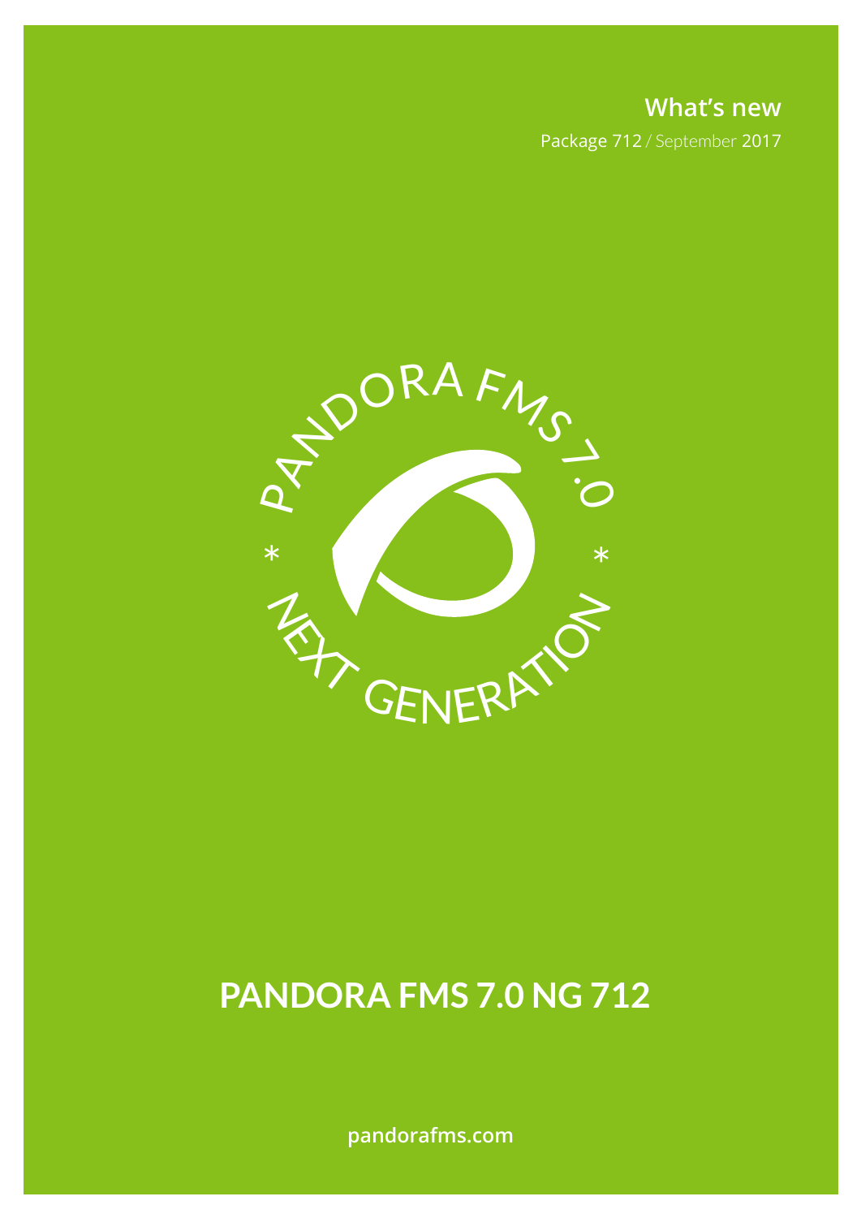What's new

Package 712 / September 2017

# PANDORA FMS 7.0 NG 712

pandorafms.com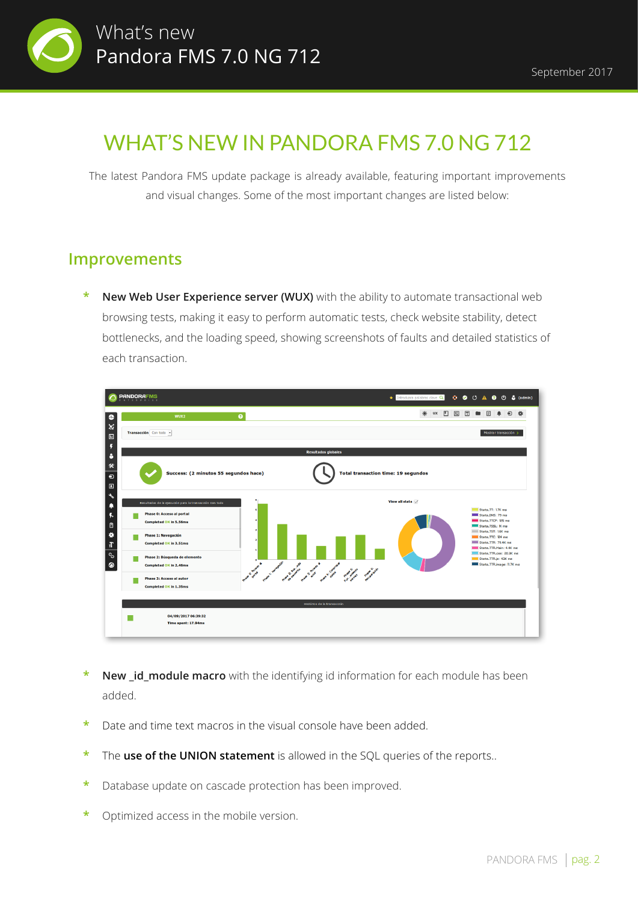# WHAT'S NEW IN PANDORA FMS 7.0 NG 712

The latest Pandora FMS update package is already available, featuring important improvements and visual changes. Some of the most important changes are listed below:

## Improvements

- **New Web User Experience server (WUX)** with the ability to automate transactional web browsing tests, making it easy to perform automatic tests, check website stability, detect bottlenecks, and the loading speed, showing screenshots of faults and detailed statistics of each transaction.

- **New _id_module macro** with the identifying id information for each module has been added.

- Date and time text macros in the visual console have been added.

- The **use of the UNION statement** is allowed in the SQL queries of the reports..

- Database update on cascade protection has been improved.

- Optimized access in the mobile version.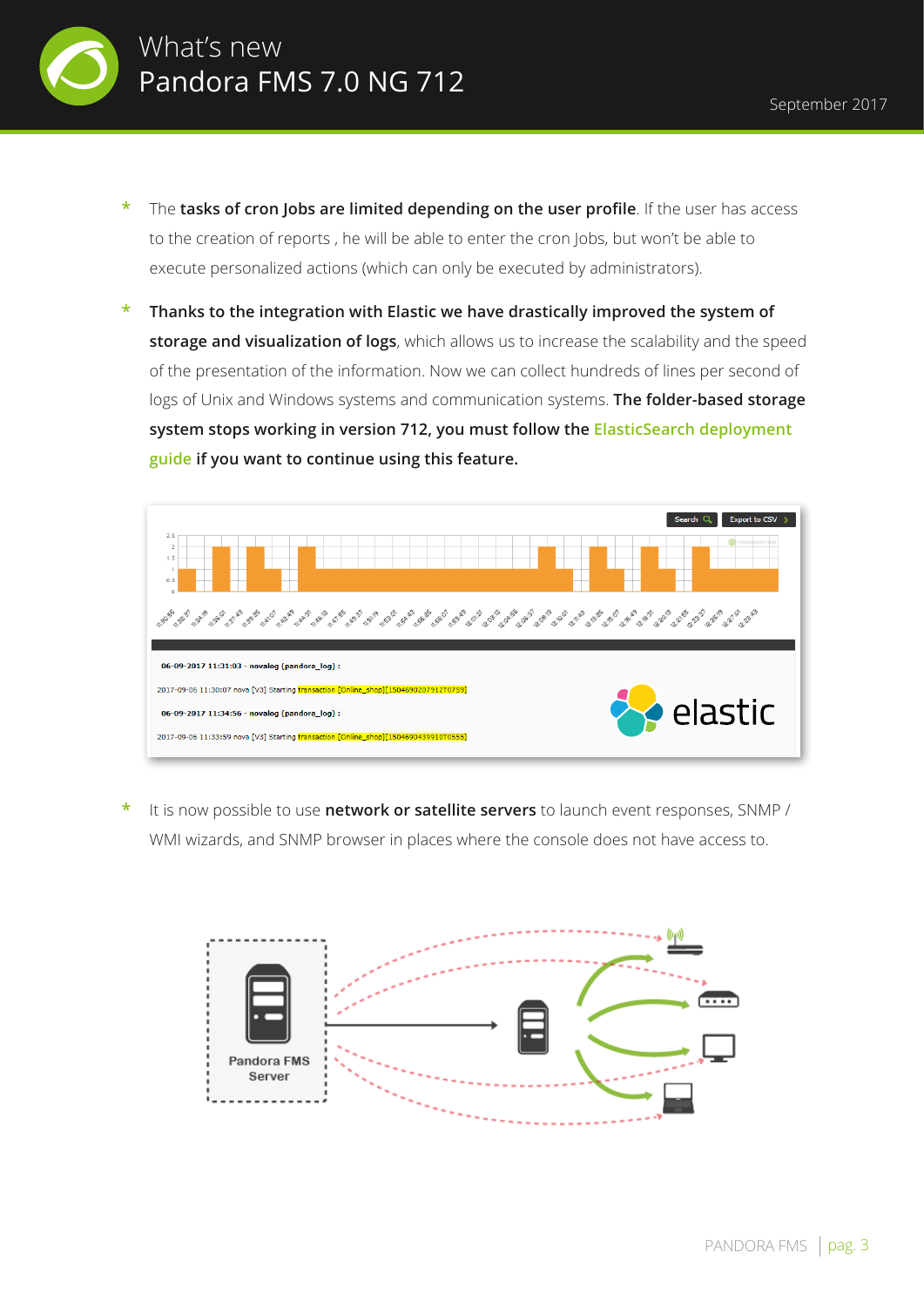* The **tasks of cron Jobs are limited depending on the user profile**. If the user has access to the creation of reports , he will be able to enter the cron Jobs, but won't be able to execute personalized actions (which can only be executed by administrators).

* **Thanks to the integration with Elastic we have drastically improved the system of storage and visualization of logs**, which allows us to increase the scalability and the speed of the presentation of the information. Now we can collect hundreds of lines per second of logs of Unix and Windows systems and communication systems. **The folder-based storage system stops working in version 712, you must follow the ElasticSearch deployment guide if you want to continue using this feature.**

* It is now possible to use **network or satellite servers** to launch event responses, SNMP / WMI wizards, and SNMP browser in places where the console does not have access to.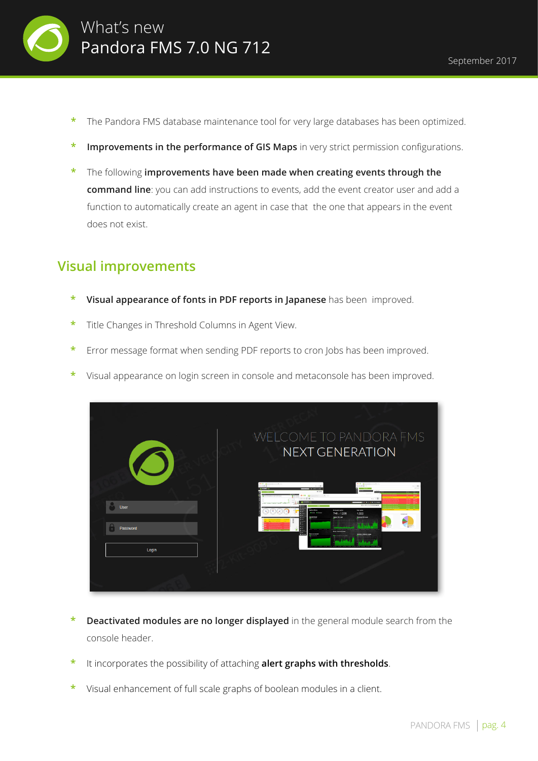- The Pandora FMS database maintenance tool for very large databases has been optimized.
- **Improvements in the performance of GIS Maps** in very strict permission configurations.
- The following **improvements have been made when creating events through the command line**: you can add instructions to events, add the event creator user and add a function to automatically create an agent in case that the one that appears in the event does not exist.

## Visual improvements

- **Visual appearance of fonts in PDF reports in Japanese** has been improved.
- Title Changes in Threshold Columns in Agent View.
- Error message format when sending PDF reports to cron Jobs has been improved.
- Visual appearance on login screen in console and metaconsole has been improved.

- **Deactivated modules are no longer displayed** in the general module search from the console header.
- It incorporates the possibility of attaching **alert graphs with thresholds**.
- Visual enhancement of full scale graphs of boolean modules in a client.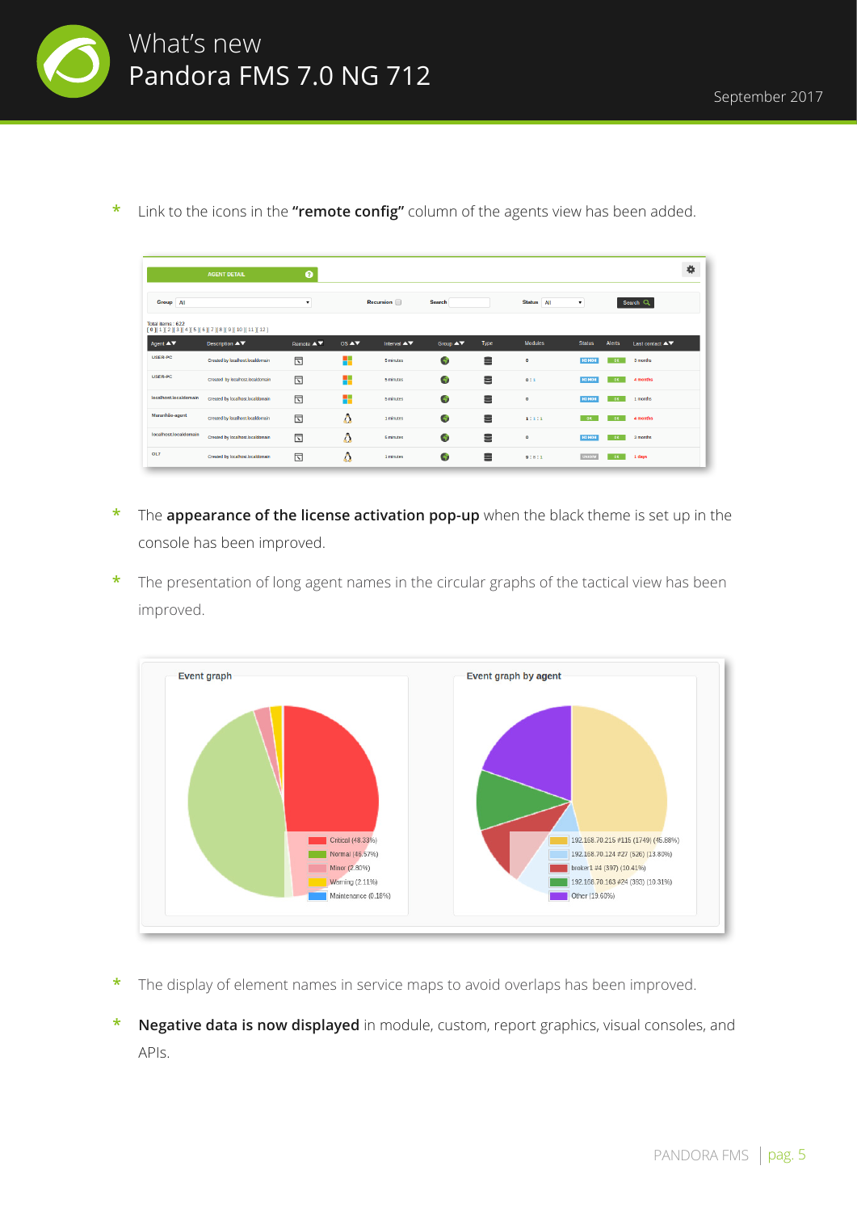- Link to the icons in the **"remote config"** column of the agents view has been added.

- The **appearance of the license activation pop-up** when the black theme is set up in the console has been improved.

- The presentation of long agent names in the circular graphs of the tactical view has been improved.

- The display of element names in service maps to avoid overlaps has been improved.

- **Negative data is now displayed** in module, custom, report graphics, visual consoles, and APIs.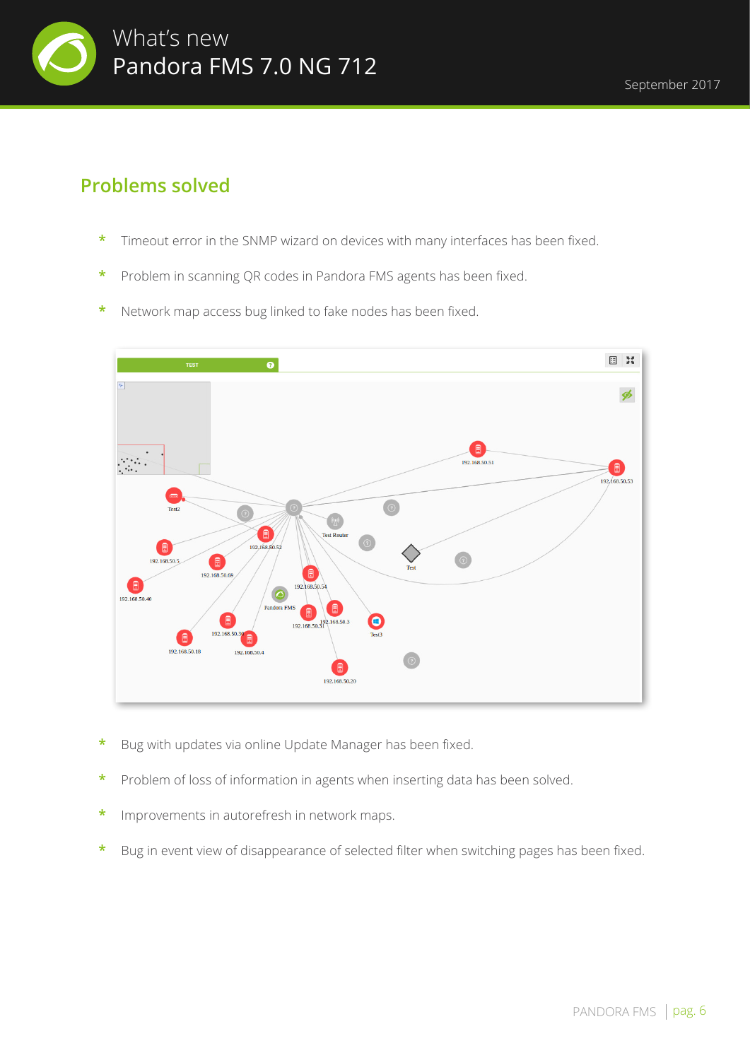## Problems solved

* Timeout error in the SNMP wizard on devices with many interfaces has been fixed.
* Problem in scanning QR codes in Pandora FMS agents has been fixed.
* Network map access bug linked to fake nodes has been fixed.
* Bug with updates via online Update Manager has been fixed.
* Problem of loss of information in agents when inserting data has been solved.
* Improvements in autorefresh in network maps.
* Bug in event view of disappearance of selected filter when switching pages has been fixed.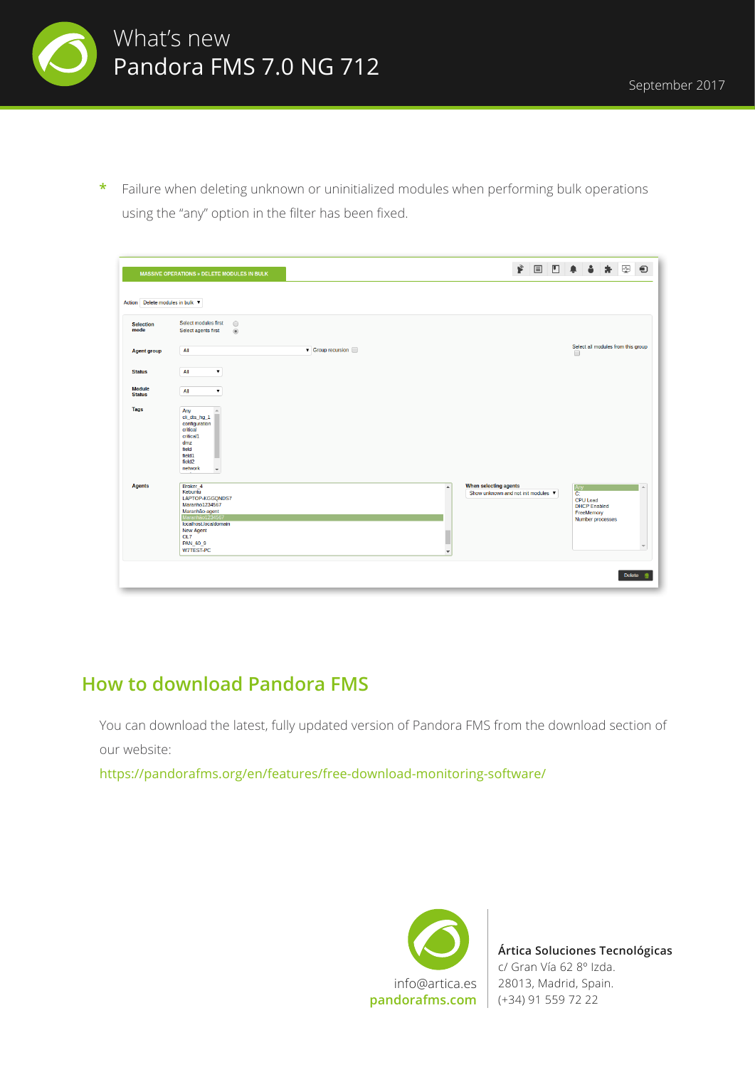* Failure when deleting unknown or uninitialized modules when performing bulk operations using the "any" option in the filter has been fixed.

## How to download Pandora FMS

You can download the latest, fully updated version of Pandora FMS from the download section of our website:

https://pandorafms.org/en/features/free-download-monitoring-software/

info@artica.es
pandorafms.com

**Ártica Soluciones Tecnológicas**
c/ Gran Vía 62 8º Izda.
28013, Madrid, Spain.
(+34) 91 559 72 22